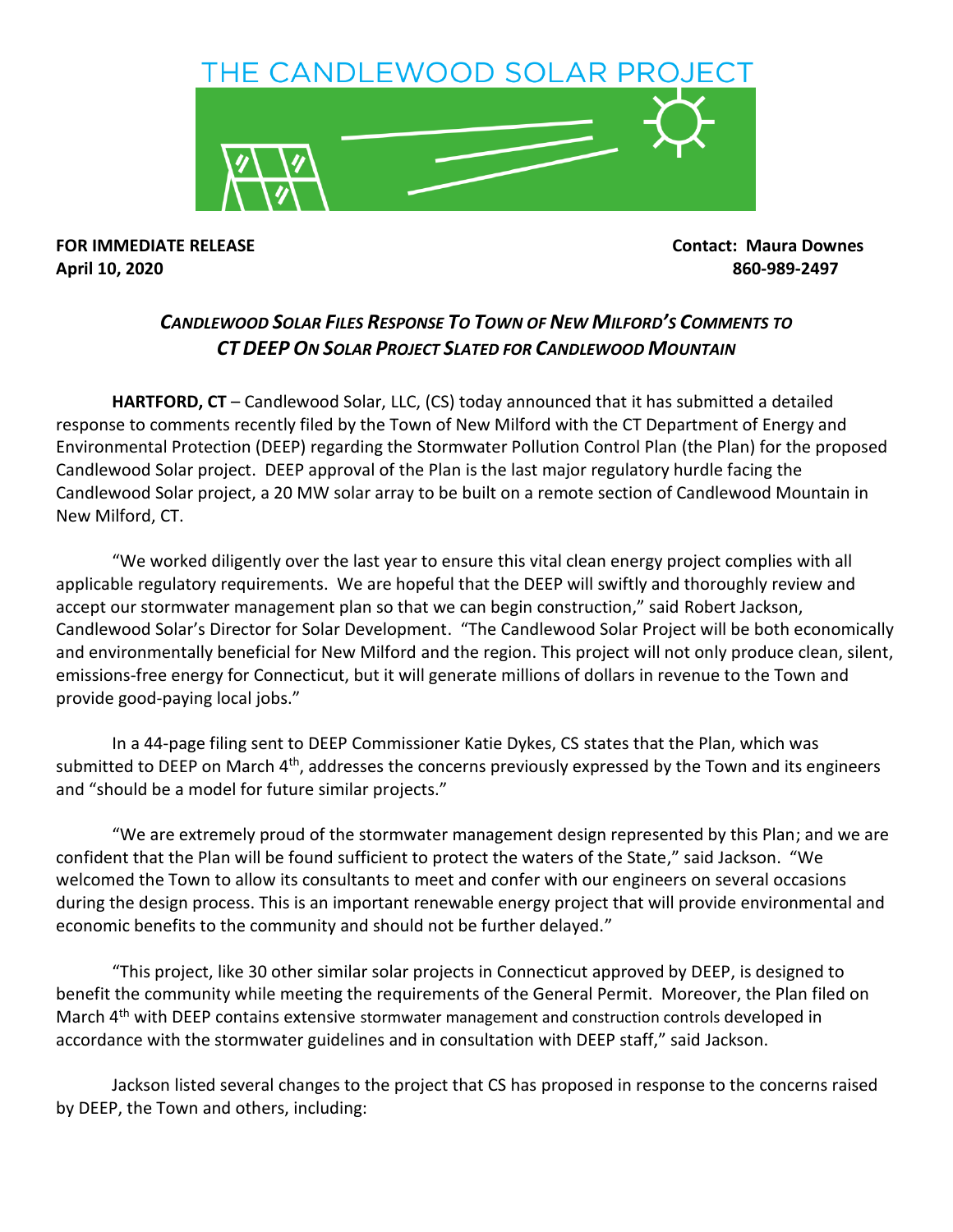# THE CANDLEWOOD SOLAR PROJECT

**FOR IMMEDIATE RELEASE** **Contact: Maura Downes**
**April 10, 2020** **860-989-2497**

## *CANDLEWOOD SOLAR FILES RESPONSE TO TOWN OF NEW MILFORD'S COMMENTS TO CT DEEP ON SOLAR PROJECT SLATED FOR CANDLEWOOD MOUNTAIN*

**HARTFORD, CT** – Candlewood Solar, LLC, (CS) today announced that it has submitted a detailed response to comments recently filed by the Town of New Milford with the CT Department of Energy and Environmental Protection (DEEP) regarding the Stormwater Pollution Control Plan (the Plan) for the proposed Candlewood Solar project. DEEP approval of the Plan is the last major regulatory hurdle facing the Candlewood Solar project, a 20 MW solar array to be built on a remote section of Candlewood Mountain in New Milford, CT.

"We worked diligently over the last year to ensure this vital clean energy project complies with all applicable regulatory requirements. We are hopeful that the DEEP will swiftly and thoroughly review and accept our stormwater management plan so that we can begin construction," said Robert Jackson, Candlewood Solar's Director for Solar Development. "The Candlewood Solar Project will be both economically and environmentally beneficial for New Milford and the region. This project will not only produce clean, silent, emissions-free energy for Connecticut, but it will generate millions of dollars in revenue to the Town and provide good-paying local jobs."

In a 44-page filing sent to DEEP Commissioner Katie Dykes, CS states that the Plan, which was submitted to DEEP on March 4th, addresses the concerns previously expressed by the Town and its engineers and "should be a model for future similar projects."

"We are extremely proud of the stormwater management design represented by this Plan; and we are confident that the Plan will be found sufficient to protect the waters of the State," said Jackson. "We welcomed the Town to allow its consultants to meet and confer with our engineers on several occasions during the design process. This is an important renewable energy project that will provide environmental and economic benefits to the community and should not be further delayed."

"This project, like 30 other similar solar projects in Connecticut approved by DEEP, is designed to benefit the community while meeting the requirements of the General Permit. Moreover, the Plan filed on March 4th with DEEP contains extensive stormwater management and construction controls developed in accordance with the stormwater guidelines and in consultation with DEEP staff," said Jackson.

Jackson listed several changes to the project that CS has proposed in response to the concerns raised by DEEP, the Town and others, including: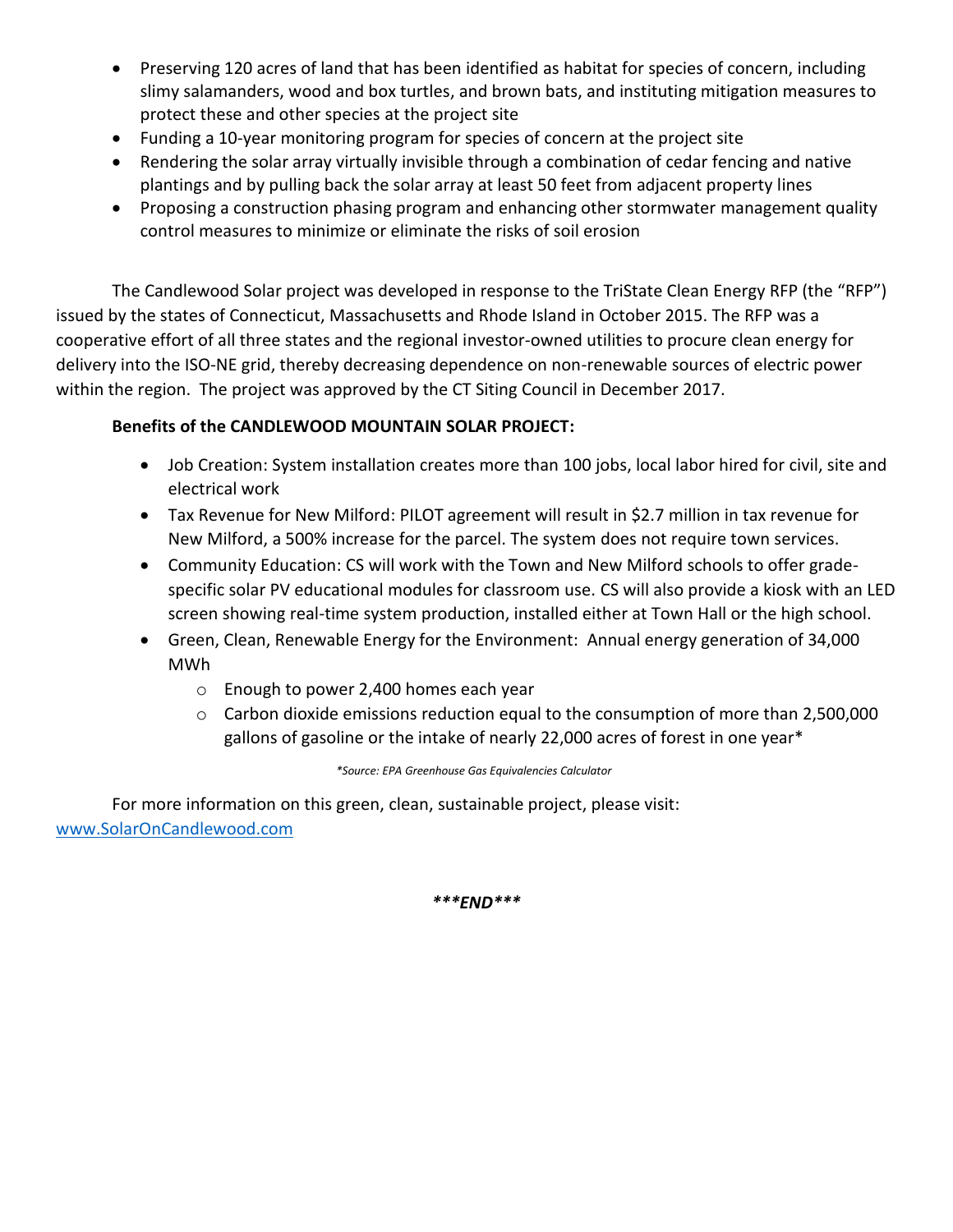- Preserving 120 acres of land that has been identified as habitat for species of concern, including slimy salamanders, wood and box turtles, and brown bats, and instituting mitigation measures to protect these and other species at the project site
- Funding a 10-year monitoring program for species of concern at the project site
- Rendering the solar array virtually invisible through a combination of cedar fencing and native plantings and by pulling back the solar array at least 50 feet from adjacent property lines
- Proposing a construction phasing program and enhancing other stormwater management quality control measures to minimize or eliminate the risks of soil erosion

The Candlewood Solar project was developed in response to the TriState Clean Energy RFP (the "RFP") issued by the states of Connecticut, Massachusetts and Rhode Island in October 2015. The RFP was a cooperative effort of all three states and the regional investor-owned utilities to procure clean energy for delivery into the ISO-NE grid, thereby decreasing dependence on non-renewable sources of electric power within the region. The project was approved by the CT Siting Council in December 2017.

**Benefits of the CANDLEWOOD MOUNTAIN SOLAR PROJECT:**

- Job Creation: System installation creates more than 100 jobs, local labor hired for civil, site and electrical work
- Tax Revenue for New Milford: PILOT agreement will result in $2.7 million in tax revenue for New Milford, a 500% increase for the parcel. The system does not require town services.
- Community Education: CS will work with the Town and New Milford schools to offer grade-specific solar PV educational modules for classroom use. CS will also provide a kiosk with an LED screen showing real-time system production, installed either at Town Hall or the high school.
- Green, Clean, Renewable Energy for the Environment: Annual energy generation of 34,000 MWh
  - Enough to power 2,400 homes each year
  - Carbon dioxide emissions reduction equal to the consumption of more than 2,500,000 gallons of gasoline or the intake of nearly 22,000 acres of forest in one year*

*\*Source: EPA Greenhouse Gas Equivalencies Calculator*

For more information on this green, clean, sustainable project, please visit: [www.SolarOnCandlewood.com](http://www.SolarOnCandlewood.com)

***\*\*\*END\*\*\****